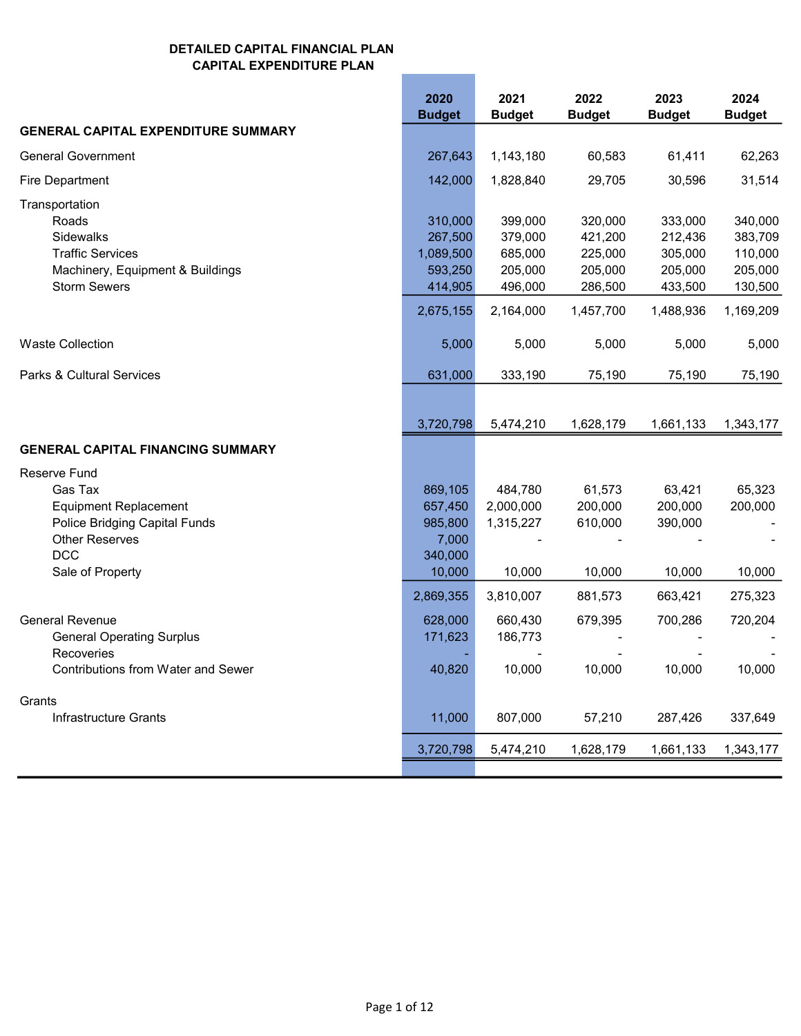**DETAILED CAPITAL FINANCIAL PLAN**
**CAPITAL EXPENDITURE PLAN**

| | 2020 Budget | 2021 Budget | 2022 Budget | 2023 Budget | 2024 Budget |
|---|---|---|---|---|---|
| **GENERAL CAPITAL EXPENDITURE SUMMARY** | | | | | |
| General Government | 267,643 | 1,143,180 | 60,583 | 61,411 | 62,263 |
| Fire Department | 142,000 | 1,828,840 | 29,705 | 30,596 | 31,514 |
| Transportation | | | | | |
| Roads | 310,000 | 399,000 | 320,000 | 333,000 | 340,000 |
| Sidewalks | 267,500 | 379,000 | 421,200 | 212,436 | 383,709 |
| Traffic Services | 1,089,500 | 685,000 | 225,000 | 305,000 | 110,000 |
| Machinery, Equipment & Buildings | 593,250 | 205,000 | 205,000 | 205,000 | 205,000 |
| Storm Sewers | 414,905 | 496,000 | 286,500 | 433,500 | 130,500 |
| | 2,675,155 | 2,164,000 | 1,457,700 | 1,488,936 | 1,169,209 |
| Waste Collection | 5,000 | 5,000 | 5,000 | 5,000 | 5,000 |
| Parks & Cultural Services | 631,000 | 333,190 | 75,190 | 75,190 | 75,190 |
| | 3,720,798 | 5,474,210 | 1,628,179 | 1,661,133 | 1,343,177 |
| **GENERAL CAPITAL FINANCING SUMMARY** | | | | | |
| Reserve Fund | | | | | |
| Gas Tax | 869,105 | 484,780 | 61,573 | 63,421 | 65,323 |
| Equipment Replacement | 657,450 | 2,000,000 | 200,000 | 200,000 | 200,000 |
| Police Bridging Capital Funds | 985,800 | 1,315,227 | 610,000 | 390,000 | - |
| Other Reserves | 7,000 | - | - | - | - |
| DCC | 340,000 | | | | |
| Sale of Property | 10,000 | 10,000 | 10,000 | 10,000 | 10,000 |
| | 2,869,355 | 3,810,007 | 881,573 | 663,421 | 275,323 |
| General Revenue | 628,000 | 660,430 | 679,395 | 700,286 | 720,204 |
| General Operating Surplus | 171,623 | 186,773 | - | - | - |
| Recoveries | - | - | - | - | - |
| Contributions from Water and Sewer | 40,820 | 10,000 | 10,000 | 10,000 | 10,000 |
| Grants | | | | | |
| Infrastructure Grants | 11,000 | 807,000 | 57,210 | 287,426 | 337,649 |
| | 3,720,798 | 5,474,210 | 1,628,179 | 1,661,133 | 1,343,177 |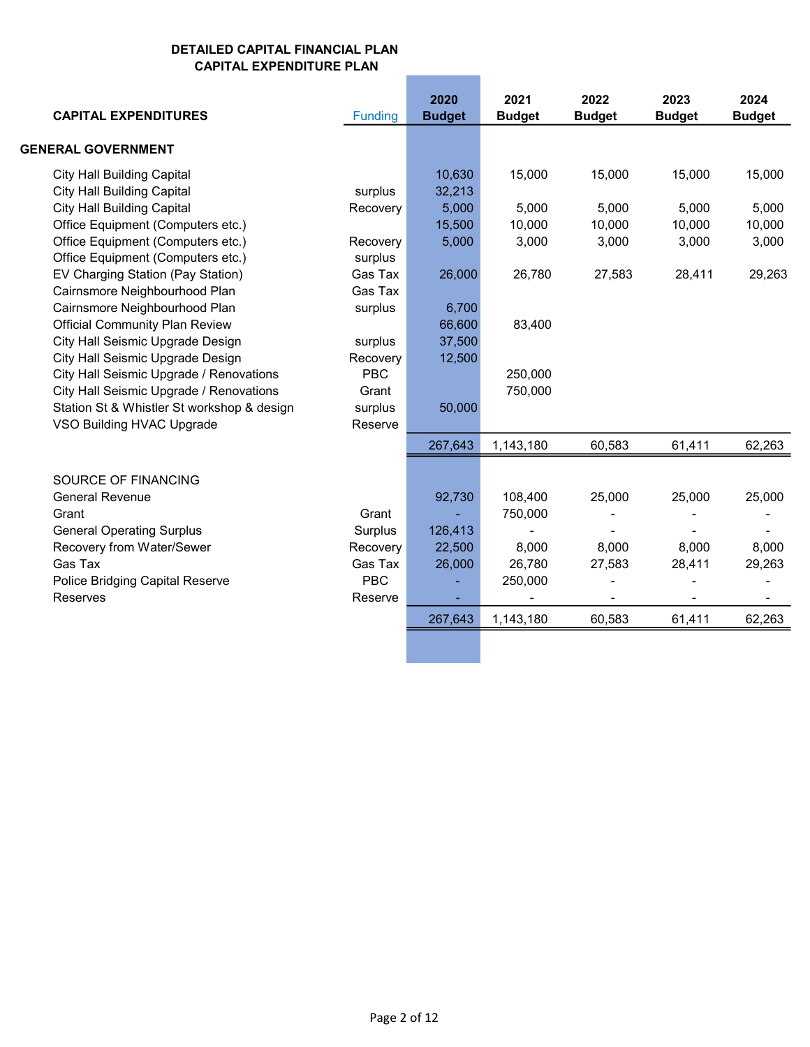**DETAILED CAPITAL FINANCIAL PLAN**
**CAPITAL EXPENDITURE PLAN**

| CAPITAL EXPENDITURES | Funding | 2020 Budget | 2021 Budget | 2022 Budget | 2023 Budget | 2024 Budget |
|---|---|---|---|---|---|---|
| **GENERAL GOVERNMENT** | | | | | | |
| City Hall Building Capital | | 10,630 | 15,000 | 15,000 | 15,000 | 15,000 |
| City Hall Building Capital | surplus | 32,213 | | | | |
| City Hall Building Capital | Recovery | 5,000 | 5,000 | 5,000 | 5,000 | 5,000 |
| Office Equipment (Computers etc.) | | 15,500 | 10,000 | 10,000 | 10,000 | 10,000 |
| Office Equipment (Computers etc.) | Recovery | 5,000 | 3,000 | 3,000 | 3,000 | 3,000 |
| Office Equipment (Computers etc.) | surplus | | | | | |
| EV Charging Station (Pay Station) | Gas Tax | 26,000 | 26,780 | 27,583 | 28,411 | 29,263 |
| Cairnsmore Neighbourhood Plan | Gas Tax | | | | | |
| Cairnsmore Neighbourhood Plan | surplus | 6,700 | | | | |
| Official Community Plan Review | | 66,600 | 83,400 | | | |
| City Hall Seismic Upgrade Design | surplus | 37,500 | | | | |
| City Hall Seismic Upgrade Design | Recovery | 12,500 | | | | |
| City Hall Seismic Upgrade / Renovations | PBC | | 250,000 | | | |
| City Hall Seismic Upgrade / Renovations | Grant | | 750,000 | | | |
| Station St & Whistler St workshop & design | surplus | 50,000 | | | | |
| VSO Building HVAC Upgrade | Reserve | | | | | |
| | | 267,643 | 1,143,180 | 60,583 | 61,411 | 62,263 |
| SOURCE OF FINANCING | | | | | | |
| General Revenue | | 92,730 | 108,400 | 25,000 | 25,000 | 25,000 |
| Grant | Grant | - | 750,000 | - | - | - |
| General Operating Surplus | Surplus | 126,413 | - | - | - | - |
| Recovery from Water/Sewer | Recovery | 22,500 | 8,000 | 8,000 | 8,000 | 8,000 |
| Gas Tax | Gas Tax | 26,000 | 26,780 | 27,583 | 28,411 | 29,263 |
| Police Bridging Capital Reserve | PBC | - | 250,000 | - | - | - |
| Reserves | Reserve | - | - | - | - | - |
| | | 267,643 | 1,143,180 | 60,583 | 61,411 | 62,263 |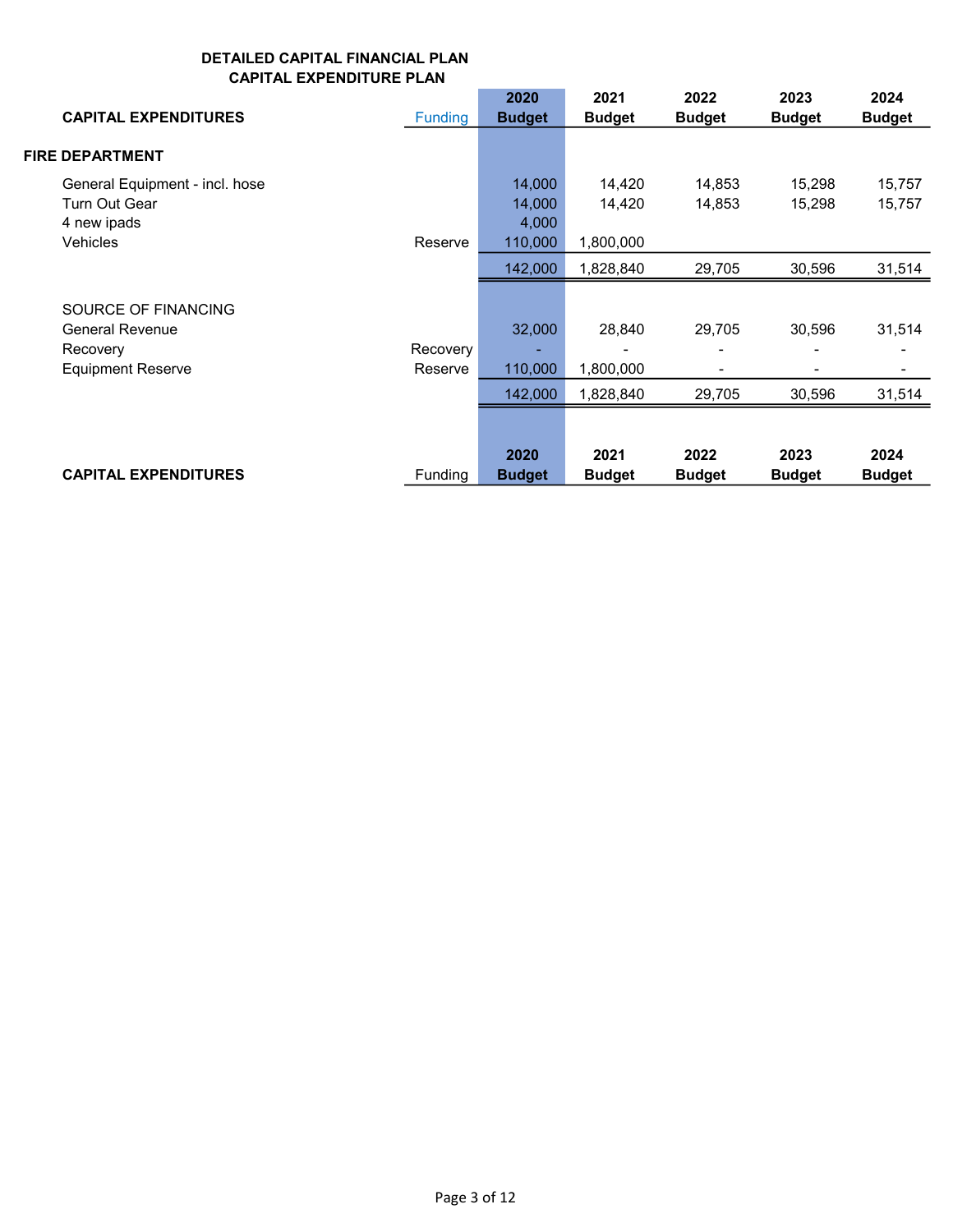**DETAILED CAPITAL FINANCIAL PLAN**
**CAPITAL EXPENDITURE PLAN**

| CAPITAL EXPENDITURES | Funding | 2020 Budget | 2021 Budget | 2022 Budget | 2023 Budget | 2024 Budget |
|---|---|---|---|---|---|---|
| **FIRE DEPARTMENT** | | | | | | |
| General Equipment - incl. hose | | 14,000 | 14,420 | 14,853 | 15,298 | 15,757 |
| Turn Out Gear | | 14,000 | 14,420 | 14,853 | 15,298 | 15,757 |
| 4 new ipads | | 4,000 | | | | |
| Vehicles | Reserve | 110,000 | 1,800,000 | | | |
| | | 142,000 | 1,828,840 | 29,705 | 30,596 | 31,514 |
| SOURCE OF FINANCING | | | | | | |
| General Revenue | | 32,000 | 28,840 | 29,705 | 30,596 | 31,514 |
| Recovery | Recovery | - | - | - | - | - |
| Equipment Reserve | Reserve | 110,000 | 1,800,000 | - | - | - |
| | | 142,000 | 1,828,840 | 29,705 | 30,596 | 31,514 |

| CAPITAL EXPENDITURES | Funding | 2020 Budget | 2021 Budget | 2022 Budget | 2023 Budget | 2024 Budget |
|---|---|---|---|---|---|---|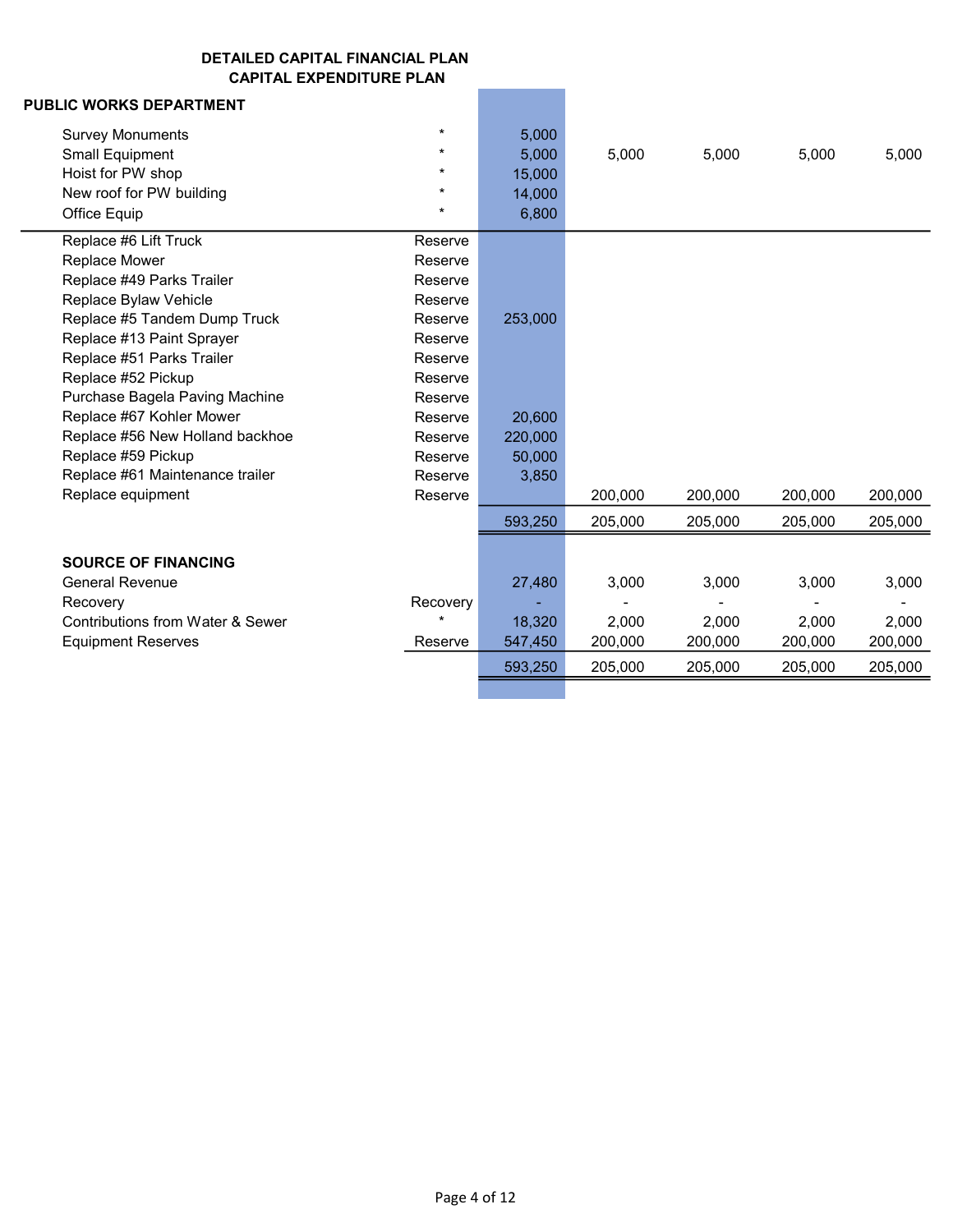**DETAILED CAPITAL FINANCIAL PLAN**
**CAPITAL EXPENDITURE PLAN**

**PUBLIC WORKS DEPARTMENT**

| Item | Source | | | | | |
|---|---|---|---|---|---|---|
| Survey Monuments | * | 5,000 | | | | |
| Small Equipment | * | 5,000 | 5,000 | 5,000 | 5,000 | 5,000 |
| Hoist for PW shop | * | 15,000 | | | | |
| New roof for PW building | * | 14,000 | | | | |
| Office Equip | * | 6,800 | | | | |
| Replace #6 Lift Truck | Reserve | | | | | |
| Replace Mower | Reserve | | | | | |
| Replace #49 Parks Trailer | Reserve | | | | | |
| Replace Bylaw Vehicle | Reserve | | | | | |
| Replace #5 Tandem Dump Truck | Reserve | 253,000 | | | | |
| Replace #13 Paint Sprayer | Reserve | | | | | |
| Replace #51 Parks Trailer | Reserve | | | | | |
| Replace #52 Pickup | Reserve | | | | | |
| Purchase Bagela Paving Machine | Reserve | | | | | |
| Replace #67 Kohler Mower | Reserve | 20,600 | | | | |
| Replace #56 New Holland backhoe | Reserve | 220,000 | | | | |
| Replace #59 Pickup | Reserve | 50,000 | | | | |
| Replace #61 Maintenance trailer | Reserve | 3,850 | | | | |
| Replace equipment | Reserve | | 200,000 | 200,000 | 200,000 | 200,000 |
| | | 593,250 | 205,000 | 205,000 | 205,000 | 205,000 |

**SOURCE OF FINANCING**

| Source | | | | | | |
|---|---|---|---|---|---|---|
| General Revenue | | 27,480 | 3,000 | 3,000 | 3,000 | 3,000 |
| Recovery | Recovery | - | - | - | - | - |
| Contributions from Water & Sewer | * | 18,320 | 2,000 | 2,000 | 2,000 | 2,000 |
| Equipment Reserves | Reserve | 547,450 | 200,000 | 200,000 | 200,000 | 200,000 |
| | | 593,250 | 205,000 | 205,000 | 205,000 | 205,000 |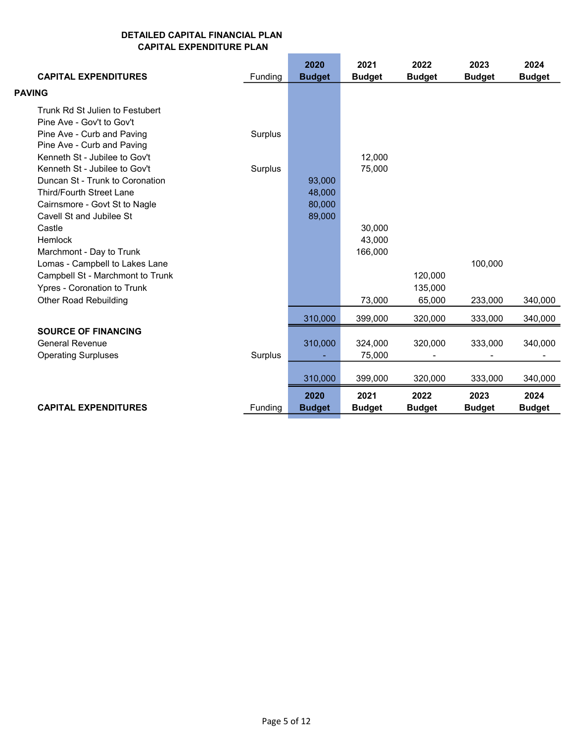**DETAILED CAPITAL FINANCIAL PLAN**
**CAPITAL EXPENDITURE PLAN**

| CAPITAL EXPENDITURES | Funding | 2020 Budget | 2021 Budget | 2022 Budget | 2023 Budget | 2024 Budget |
|---|---|---|---|---|---|---|
| **PAVING** | | | | | | |
| Trunk Rd St Julien to Festubert | | | | | | |
| Pine Ave - Gov't to Gov't | | | | | | |
| Pine Ave - Curb and Paving | Surplus | | | | | |
| Pine Ave - Curb and Paving | | | | | | |
| Kenneth St - Jubilee to Gov't | | | 12,000 | | | |
| Kenneth St - Jubilee to Gov't | Surplus | | 75,000 | | | |
| Duncan St - Trunk to Coronation | | 93,000 | | | | |
| Third/Fourth Street Lane | | 48,000 | | | | |
| Cairnsmore - Govt St to Nagle | | 80,000 | | | | |
| Cavell St and Jubilee St | | 89,000 | | | | |
| Castle | | | 30,000 | | | |
| Hemlock | | | 43,000 | | | |
| Marchmont - Day to Trunk | | | 166,000 | | | |
| Lomas - Campbell to Lakes Lane | | | | | 100,000 | |
| Campbell St - Marchmont to Trunk | | | | 120,000 | | |
| Ypres - Coronation to Trunk | | | | 135,000 | | |
| Other Road Rebuilding | | | 73,000 | 65,000 | 233,000 | 340,000 |
| | | 310,000 | 399,000 | 320,000 | 333,000 | 340,000 |
| **SOURCE OF FINANCING** | | | | | | |
| General Revenue | | 310,000 | 324,000 | 320,000 | 333,000 | 340,000 |
| Operating Surpluses | Surplus | - | 75,000 | - | - | - |
| | | 310,000 | 399,000 | 320,000 | 333,000 | 340,000 |
| **CAPITAL EXPENDITURES** | Funding | **2020 Budget** | **2021 Budget** | **2022 Budget** | **2023 Budget** | **2024 Budget** |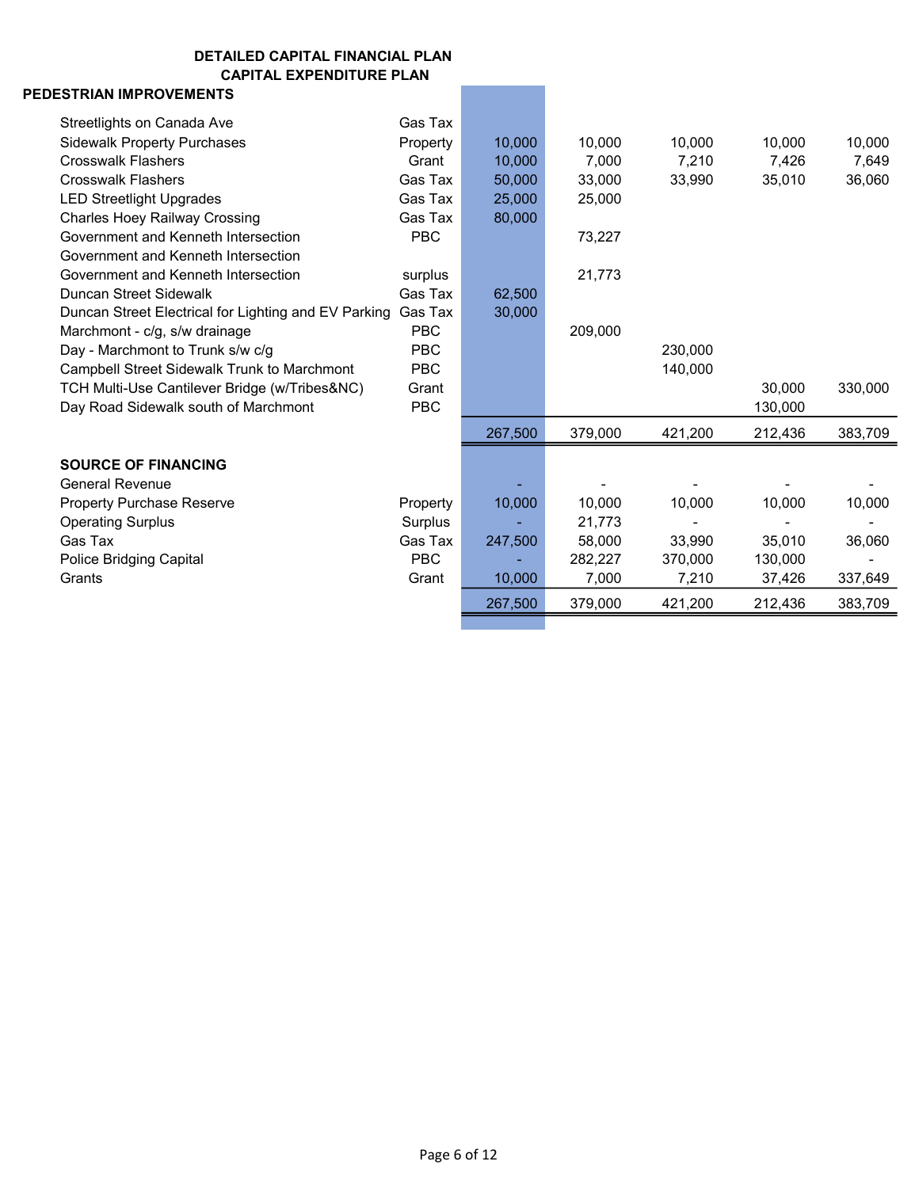**DETAILED CAPITAL FINANCIAL PLAN**
**CAPITAL EXPENDITURE PLAN**

**PEDESTRIAN IMPROVEMENTS**

| | | | | | | |
|---|---|---|---|---|---|---|
| Streetlights on Canada Ave | Gas Tax | | | | | |
| Sidewalk Property Purchases | Property | 10,000 | 10,000 | 10,000 | 10,000 | 10,000 |
| Crosswalk Flashers | Grant | 10,000 | 7,000 | 7,210 | 7,426 | 7,649 |
| Crosswalk Flashers | Gas Tax | 50,000 | 33,000 | 33,990 | 35,010 | 36,060 |
| LED Streetlight Upgrades | Gas Tax | 25,000 | 25,000 | | | |
| Charles Hoey Railway Crossing | Gas Tax | 80,000 | | | | |
| Government and Kenneth Intersection | PBC | | 73,227 | | | |
| Government and Kenneth Intersection | | | | | | |
| Government and Kenneth Intersection | surplus | | 21,773 | | | |
| Duncan Street Sidewalk | Gas Tax | 62,500 | | | | |
| Duncan Street Electrical for Lighting and EV Parking | Gas Tax | 30,000 | | | | |
| Marchmont - c/g, s/w drainage | PBC | | 209,000 | | | |
| Day - Marchmont to Trunk s/w c/g | PBC | | | 230,000 | | |
| Campbell Street Sidewalk Trunk to Marchmont | PBC | | | 140,000 | | |
| TCH Multi-Use Cantilever Bridge (w/Tribes&NC) | Grant | | | | 30,000 | 330,000 |
| Day Road Sidewalk south of Marchmont | PBC | | | | 130,000 | |
| | | 267,500 | 379,000 | 421,200 | 212,436 | 383,709 |

**SOURCE OF FINANCING**

| | | | | | | |
|---|---|---|---|---|---|---|
| General Revenue | | - | - | - | - | - |
| Property Purchase Reserve | Property | 10,000 | 10,000 | 10,000 | 10,000 | 10,000 |
| Operating Surplus | Surplus | - | 21,773 | - | - | - |
| Gas Tax | Gas Tax | 247,500 | 58,000 | 33,990 | 35,010 | 36,060 |
| Police Bridging Capital | PBC | - | 282,227 | 370,000 | 130,000 | - |
| Grants | Grant | 10,000 | 7,000 | 7,210 | 37,426 | 337,649 |
| | | 267,500 | 379,000 | 421,200 | 212,436 | 383,709 |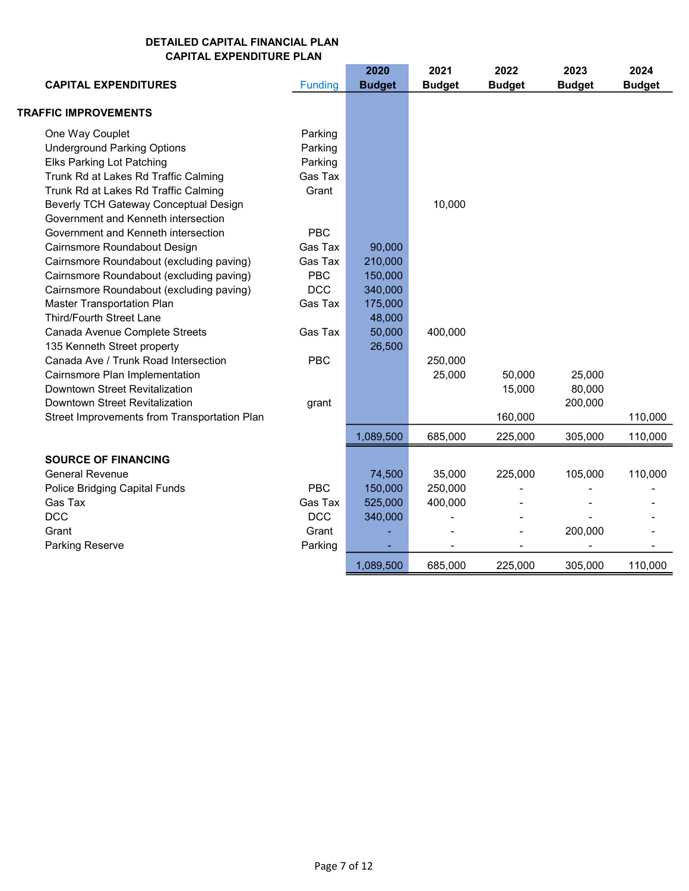**DETAILED CAPITAL FINANCIAL PLAN**
**CAPITAL EXPENDITURE PLAN**

| CAPITAL EXPENDITURES | Funding | 2020 Budget | 2021 Budget | 2022 Budget | 2023 Budget | 2024 Budget |
|---|---|---|---|---|---|---|
| **TRAFFIC IMPROVEMENTS** | | | | | | |
| One Way Couplet | Parking | | | | | |
| Underground Parking Options | Parking | | | | | |
| Elks Parking Lot Patching | Parking | | | | | |
| Trunk Rd at Lakes Rd Traffic Calming | Gas Tax | | | | | |
| Trunk Rd at Lakes Rd Traffic Calming | Grant | | | | | |
| Beverly TCH Gateway Conceptual Design | | | 10,000 | | | |
| Government and Kenneth intersection | | | | | | |
| Government and Kenneth intersection | PBC | | | | | |
| Cairnsmore Roundabout Design | Gas Tax | 90,000 | | | | |
| Cairnsmore Roundabout (excluding paving) | Gas Tax | 210,000 | | | | |
| Cairnsmore Roundabout (excluding paving) | PBC | 150,000 | | | | |
| Cairnsmore Roundabout (excluding paving) | DCC | 340,000 | | | | |
| Master Transportation Plan | Gas Tax | 175,000 | | | | |
| Third/Fourth Street Lane | | 48,000 | | | | |
| Canada Avenue Complete Streets | Gas Tax | 50,000 | 400,000 | | | |
| 135 Kenneth Street property | | 26,500 | | | | |
| Canada Ave / Trunk Road Intersection | PBC | | 250,000 | | | |
| Cairnsmore Plan Implementation | | | 25,000 | 50,000 | 25,000 | |
| Downtown Street Revitalization | | | | 15,000 | 80,000 | |
| Downtown Street Revitalization | grant | | | | 200,000 | |
| Street Improvements from Transportation Plan | | | | 160,000 | | 110,000 |
| | | 1,089,500 | 685,000 | 225,000 | 305,000 | 110,000 |
| **SOURCE OF FINANCING** | | | | | | |
| General Revenue | | 74,500 | 35,000 | 225,000 | 105,000 | 110,000 |
| Police Bridging Capital Funds | PBC | 150,000 | 250,000 | - | - | - |
| Gas Tax | Gas Tax | 525,000 | 400,000 | - | - | - |
| DCC | DCC | 340,000 | - | - | - | - |
| Grant | Grant | - | - | - | 200,000 | - |
| Parking Reserve | Parking | - | - | - | - | - |
| | | 1,089,500 | 685,000 | 225,000 | 305,000 | 110,000 |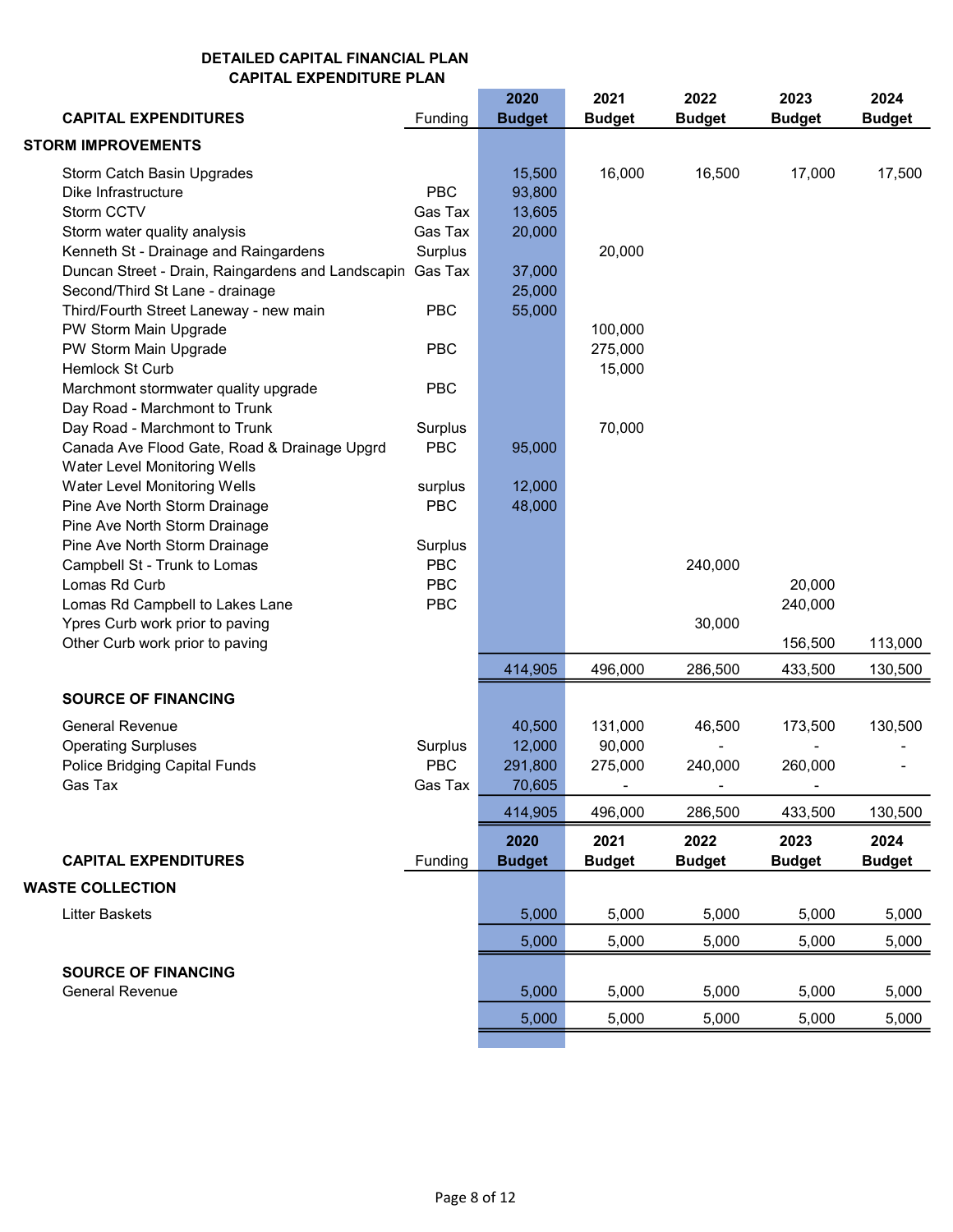**DETAILED CAPITAL FINANCIAL PLAN**
**CAPITAL EXPENDITURE PLAN**

| CAPITAL EXPENDITURES | Funding | 2020 Budget | 2021 Budget | 2022 Budget | 2023 Budget | 2024 Budget |
|---|---|---|---|---|---|---|
| **STORM IMPROVEMENTS** | | | | | | |
| Storm Catch Basin Upgrades | | 15,500 | 16,000 | 16,500 | 17,000 | 17,500 |
| Dike Infrastructure | PBC | 93,800 | | | | |
| Storm CCTV | Gas Tax | 13,605 | | | | |
| Storm water quality analysis | Gas Tax | 20,000 | | | | |
| Kenneth St - Drainage and Raingardens | Surplus | | 20,000 | | | |
| Duncan Street - Drain, Raingardens and Landscapin | Gas Tax | 37,000 | | | | |
| Second/Third St Lane - drainage | | 25,000 | | | | |
| Third/Fourth Street Laneway - new main | PBC | 55,000 | | | | |
| PW Storm Main Upgrade | | | 100,000 | | | |
| PW Storm Main Upgrade | PBC | | 275,000 | | | |
| Hemlock St Curb | | | 15,000 | | | |
| Marchmont stormwater quality upgrade | PBC | | | | | |
| Day Road - Marchmont to Trunk | | | | | | |
| Day Road - Marchmont to Trunk | Surplus | | 70,000 | | | |
| Canada Ave Flood Gate, Road & Drainage Upgrd | PBC | 95,000 | | | | |
| Water Level Monitoring Wells | | | | | | |
| Water Level Monitoring Wells | surplus | 12,000 | | | | |
| Pine Ave North Storm Drainage | PBC | 48,000 | | | | |
| Pine Ave North Storm Drainage | | | | | | |
| Pine Ave North Storm Drainage | Surplus | | | | | |
| Campbell St - Trunk to Lomas | PBC | | | 240,000 | | |
| Lomas Rd Curb | PBC | | | | 20,000 | |
| Lomas Rd Campbell to Lakes Lane | PBC | | | | 240,000 | |
| Ypres Curb work prior to paving | | | | 30,000 | | |
| Other Curb work prior to paving | | | | | 156,500 | 113,000 |
| | | 414,905 | 496,000 | 286,500 | 433,500 | 130,500 |
| **SOURCE OF FINANCING** | | | | | | |
| General Revenue | | 40,500 | 131,000 | 46,500 | 173,500 | 130,500 |
| Operating Surpluses | Surplus | 12,000 | 90,000 | - | - | - |
| Police Bridging Capital Funds | PBC | 291,800 | 275,000 | 240,000 | 260,000 | - |
| Gas Tax | Gas Tax | 70,605 | - | - | - | |
| | | 414,905 | 496,000 | 286,500 | 433,500 | 130,500 |

| CAPITAL EXPENDITURES | Funding | 2020 Budget | 2021 Budget | 2022 Budget | 2023 Budget | 2024 Budget |
|---|---|---|---|---|---|---|
| **WASTE COLLECTION** | | | | | | |
| Litter Baskets | | 5,000 | 5,000 | 5,000 | 5,000 | 5,000 |
| | | 5,000 | 5,000 | 5,000 | 5,000 | 5,000 |
| **SOURCE OF FINANCING** | | | | | | |
| General Revenue | | 5,000 | 5,000 | 5,000 | 5,000 | 5,000 |
| | | 5,000 | 5,000 | 5,000 | 5,000 | 5,000 |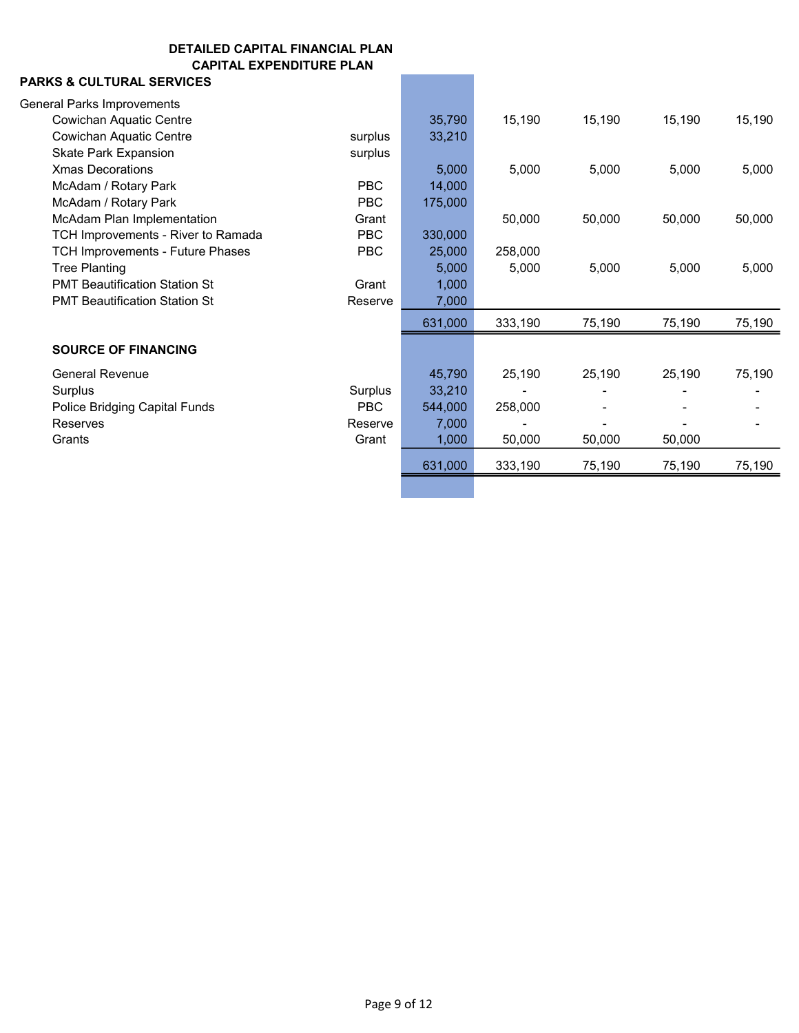**DETAILED CAPITAL FINANCIAL PLAN**
**CAPITAL EXPENDITURE PLAN**

**PARKS & CULTURAL SERVICES**

| | | | | | | |
|---|---|---|---|---|---|---|
| General Parks Improvements | | | | | | |
| Cowichan Aquatic Centre | | 35,790 | 15,190 | 15,190 | 15,190 | 15,190 |
| Cowichan Aquatic Centre | surplus | 33,210 | | | | |
| Skate Park Expansion | surplus | | | | | |
| Xmas Decorations | | 5,000 | 5,000 | 5,000 | 5,000 | 5,000 |
| McAdam / Rotary Park | PBC | 14,000 | | | | |
| McAdam / Rotary Park | PBC | 175,000 | | | | |
| McAdam Plan Implementation | Grant | | 50,000 | 50,000 | 50,000 | 50,000 |
| TCH Improvements - River to Ramada | PBC | 330,000 | | | | |
| TCH Improvements - Future Phases | PBC | 25,000 | 258,000 | | | |
| Tree Planting | | 5,000 | 5,000 | 5,000 | 5,000 | 5,000 |
| PMT Beautification Station St | Grant | 1,000 | | | | |
| PMT Beautification Station St | Reserve | 7,000 | | | | |
| | | 631,000 | 333,190 | 75,190 | 75,190 | 75,190 |

**SOURCE OF FINANCING**

| | | | | | | |
|---|---|---|---|---|---|---|
| General Revenue | | 45,790 | 25,190 | 25,190 | 25,190 | 75,190 |
| Surplus | Surplus | 33,210 | - | - | - | - |
| Police Bridging Capital Funds | PBC | 544,000 | 258,000 | - | - | - |
| Reserves | Reserve | 7,000 | - | - | - | - |
| Grants | Grant | 1,000 | 50,000 | 50,000 | 50,000 | |
| | | 631,000 | 333,190 | 75,190 | 75,190 | 75,190 |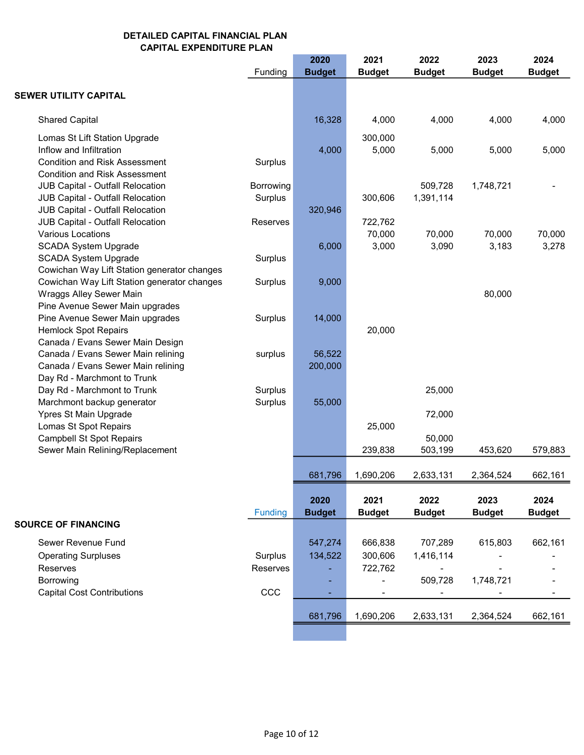## DETAILED CAPITAL FINANCIAL PLAN
## CAPITAL EXPENDITURE PLAN

| | Funding | 2020 Budget | 2021 Budget | 2022 Budget | 2023 Budget | 2024 Budget |
|---|---|---|---|---|---|---|
| **SEWER UTILITY CAPITAL** | | | | | | |
| Shared Capital | | 16,328 | 4,000 | 4,000 | 4,000 | 4,000 |
| Lomas St Lift Station Upgrade | | | 300,000 | | | |
| Inflow and Infiltration | | 4,000 | 5,000 | 5,000 | 5,000 | 5,000 |
| Condition and Risk Assessment | Surplus | | | | | |
| Condition and Risk Assessment | | | | | | |
| JUB Capital - Outfall Relocation | Borrowing | | | 509,728 | 1,748,721 | - |
| JUB Capital - Outfall Relocation | Surplus | | 300,606 | 1,391,114 | | |
| JUB Capital - Outfall Relocation | | 320,946 | | | | |
| JUB Capital - Outfall Relocation | Reserves | | 722,762 | | | |
| Various Locations | | | 70,000 | 70,000 | 70,000 | 70,000 |
| SCADA System Upgrade | | 6,000 | 3,000 | 3,090 | 3,183 | 3,278 |
| SCADA System Upgrade | Surplus | | | | | |
| Cowichan Way Lift Station generator changes | | | | | | |
| Cowichan Way Lift Station generator changes | Surplus | 9,000 | | | | |
| Wraggs Alley Sewer Main | | | | | 80,000 | |
| Pine Avenue Sewer Main upgrades | | | | | | |
| Pine Avenue Sewer Main upgrades | Surplus | 14,000 | | | | |
| Hemlock Spot Repairs | | | 20,000 | | | |
| Canada / Evans Sewer Main Design | | | | | | |
| Canada / Evans Sewer Main relining | surplus | 56,522 | | | | |
| Canada / Evans Sewer Main relining | | 200,000 | | | | |
| Day Rd - Marchmont to Trunk | | | | | | |
| Day Rd - Marchmont to Trunk | Surplus | | | 25,000 | | |
| Marchmont backup generator | Surplus | 55,000 | | | | |
| Ypres St Main Upgrade | | | | 72,000 | | |
| Lomas St Spot Repairs | | | 25,000 | | | |
| Campbell St Spot Repairs | | | | 50,000 | | |
| Sewer Main Relining/Replacement | | | 239,838 | 503,199 | 453,620 | 579,883 |
| | | 681,796 | 1,690,206 | 2,633,131 | 2,364,524 | 662,161 |

| | Funding | 2020 Budget | 2021 Budget | 2022 Budget | 2023 Budget | 2024 Budget |
|---|---|---|---|---|---|---|
| **SOURCE OF FINANCING** | | | | | | |
| Sewer Revenue Fund | | 547,274 | 666,838 | 707,289 | 615,803 | 662,161 |
| Operating Surpluses | Surplus | 134,522 | 300,606 | 1,416,114 | - | - |
| Reserves | Reserves | - | 722,762 | - | - | - |
| Borrowing | | - | - | 509,728 | 1,748,721 | - |
| Capital Cost Contributions | CCC | - | - | - | - | - |
| | | 681,796 | 1,690,206 | 2,633,131 | 2,364,524 | 662,161 |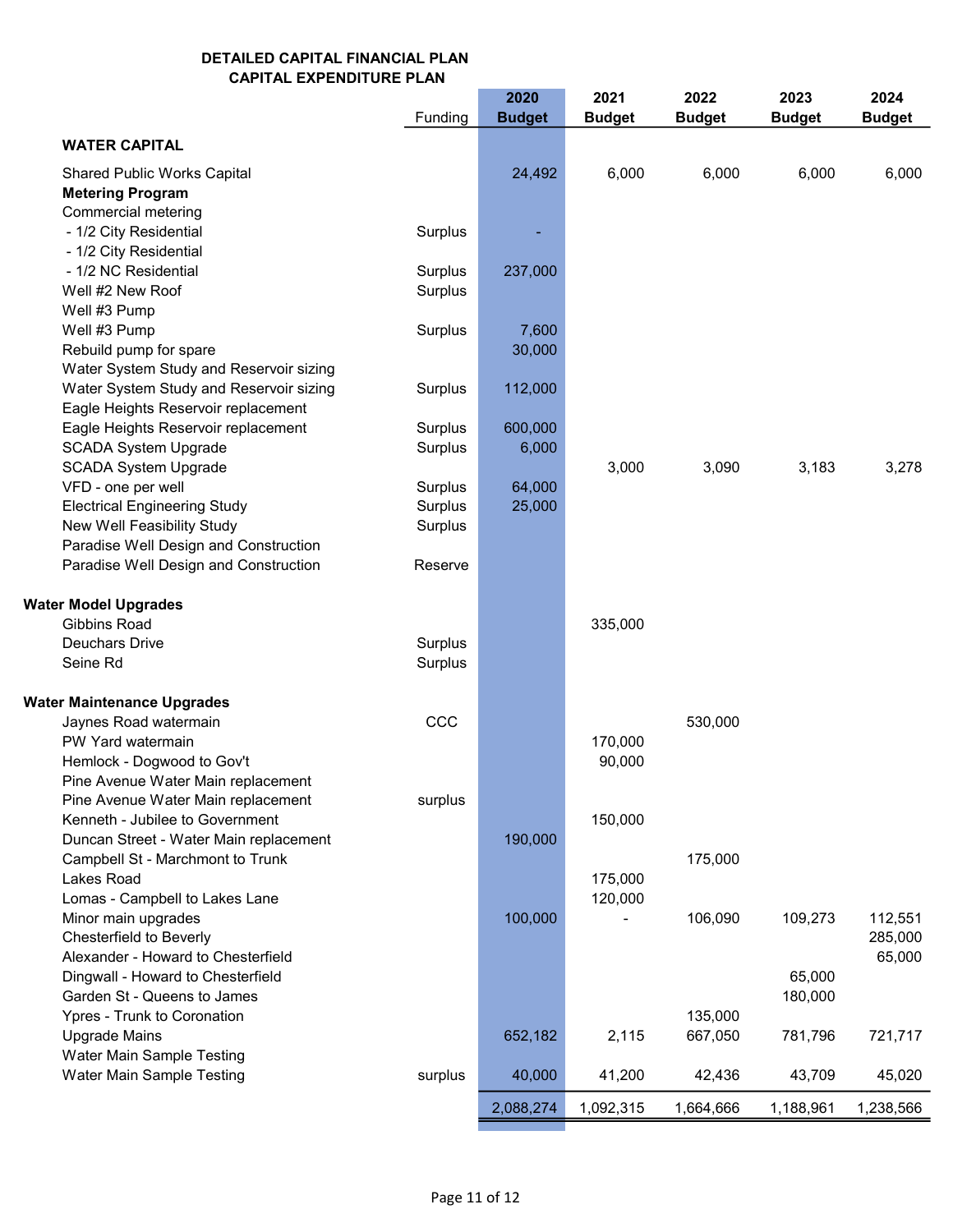**DETAILED CAPITAL FINANCIAL PLAN**
**CAPITAL EXPENDITURE PLAN**

| | Funding | 2020 Budget | 2021 Budget | 2022 Budget | 2023 Budget | 2024 Budget |
|---|---|---|---|---|---|---|
| **WATER CAPITAL** | | | | | | |
| Shared Public Works Capital | | 24,492 | 6,000 | 6,000 | 6,000 | 6,000 |
| **Metering Program** | | | | | | |
| Commercial metering | | | | | | |
| - 1/2 City Residential | Surplus | - | | | | |
| - 1/2 City Residential | | | | | | |
| - 1/2 NC Residential | Surplus | 237,000 | | | | |
| Well #2 New Roof | Surplus | | | | | |
| Well #3 Pump | | | | | | |
| Well #3 Pump | Surplus | 7,600 | | | | |
| Rebuild pump for spare | | 30,000 | | | | |
| Water System Study and Reservoir sizing | | | | | | |
| Water System Study and Reservoir sizing | Surplus | 112,000 | | | | |
| Eagle Heights Reservoir replacement | | | | | | |
| Eagle Heights Reservoir replacement | Surplus | 600,000 | | | | |
| SCADA System Upgrade | Surplus | 6,000 | | | | |
| SCADA System Upgrade | | | 3,000 | 3,090 | 3,183 | 3,278 |
| VFD - one per well | Surplus | 64,000 | | | | |
| Electrical Engineering Study | Surplus | 25,000 | | | | |
| New Well Feasibility Study | Surplus | | | | | |
| Paradise Well Design and Construction | | | | | | |
| Paradise Well Design and Construction | Reserve | | | | | |
| **Water Model Upgrades** | | | | | | |
| Gibbins Road | | | 335,000 | | | |
| Deuchars Drive | Surplus | | | | | |
| Seine Rd | Surplus | | | | | |
| **Water Maintenance Upgrades** | | | | | | |
| Jaynes Road watermain | CCC | | | 530,000 | | |
| PW Yard watermain | | | 170,000 | | | |
| Hemlock - Dogwood to Gov't | | | 90,000 | | | |
| Pine Avenue Water Main replacement | | | | | | |
| Pine Avenue Water Main replacement | surplus | | | | | |
| Kenneth - Jubilee to Government | | | 150,000 | | | |
| Duncan Street - Water Main replacement | | 190,000 | | | | |
| Campbell St - Marchmont to Trunk | | | | 175,000 | | |
| Lakes Road | | | 175,000 | | | |
| Lomas - Campbell to Lakes Lane | | | 120,000 | | | |
| Minor main upgrades | | 100,000 | - | 106,090 | 109,273 | 112,551 |
| Chesterfield to Beverly | | | | | | 285,000 |
| Alexander - Howard to Chesterfield | | | | | | 65,000 |
| Dingwall - Howard to Chesterfield | | | | | 65,000 | |
| Garden St - Queens to James | | | | | 180,000 | |
| Ypres - Trunk to Coronation | | | | 135,000 | | |
| Upgrade Mains | | 652,182 | 2,115 | 667,050 | 781,796 | 721,717 |
| Water Main Sample Testing | | | | | | |
| Water Main Sample Testing | surplus | 40,000 | 41,200 | 42,436 | 43,709 | 45,020 |
| | | 2,088,274 | 1,092,315 | 1,664,666 | 1,188,961 | 1,238,566 |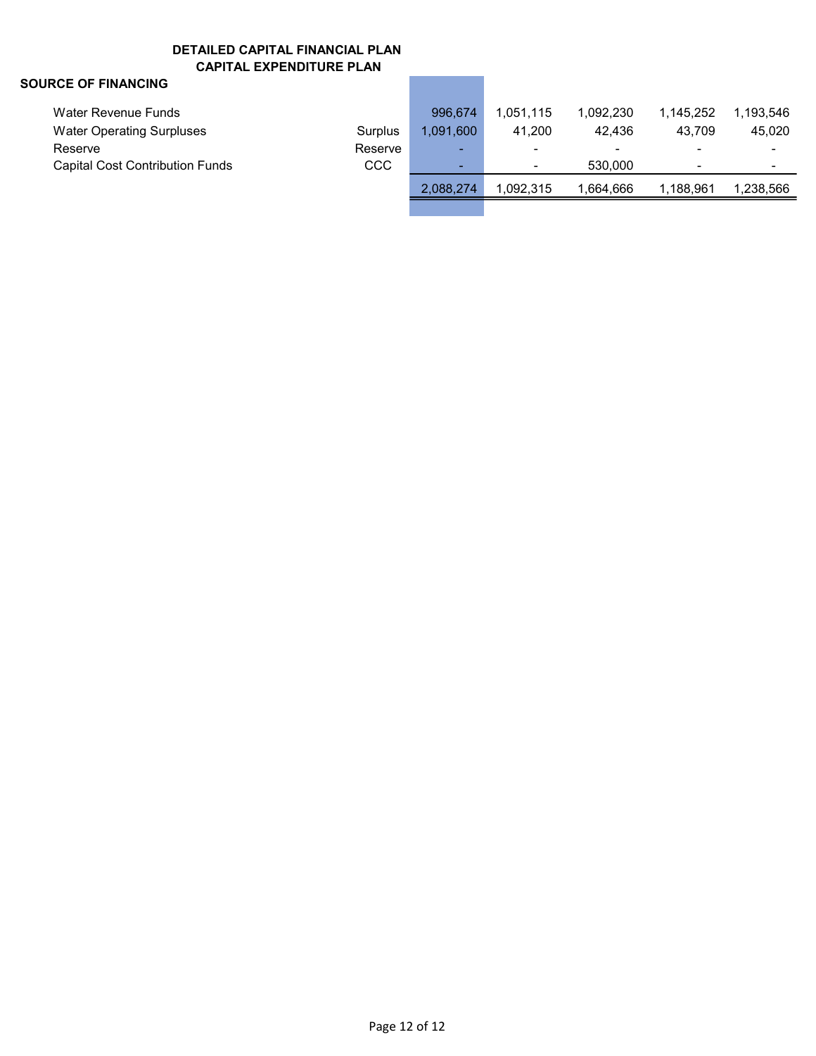**DETAILED CAPITAL FINANCIAL PLAN**
**CAPITAL EXPENDITURE PLAN**

**SOURCE OF FINANCING**

| | | | | | | |
|---|---|---|---|---|---|---|
| Water Revenue Funds | | 996,674 | 1,051,115 | 1,092,230 | 1,145,252 | 1,193,546 |
| Water Operating Surpluses | Surplus | 1,091,600 | 41,200 | 42,436 | 43,709 | 45,020 |
| Reserve | Reserve | - | - | - | - | - |
| Capital Cost Contribution Funds | CCC | - | - | 530,000 | - | - |
| | | 2,088,274 | 1,092,315 | 1,664,666 | 1,188,961 | 1,238,566 |